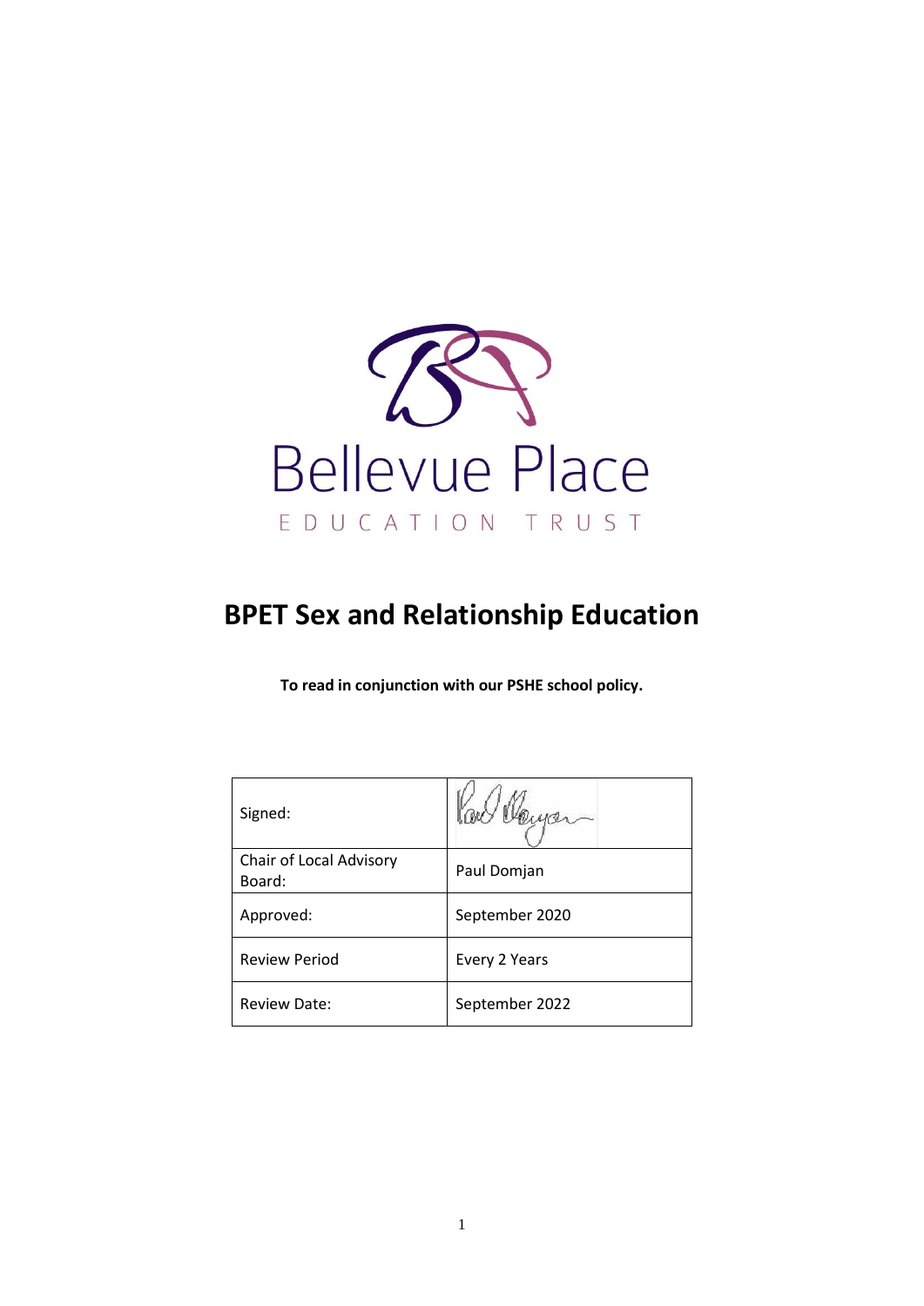Bellevue Place

EDUCATION TRUST

# BPET Sex and Relationship Education

**To read in conjunction with our PSHE school policy.**

| Signed: | |
|---|---|
| Chair of Local Advisory Board: | Paul Domjan |
| Approved: | September 2020 |
| Review Period | Every 2 Years |
| Review Date: | September 2022 |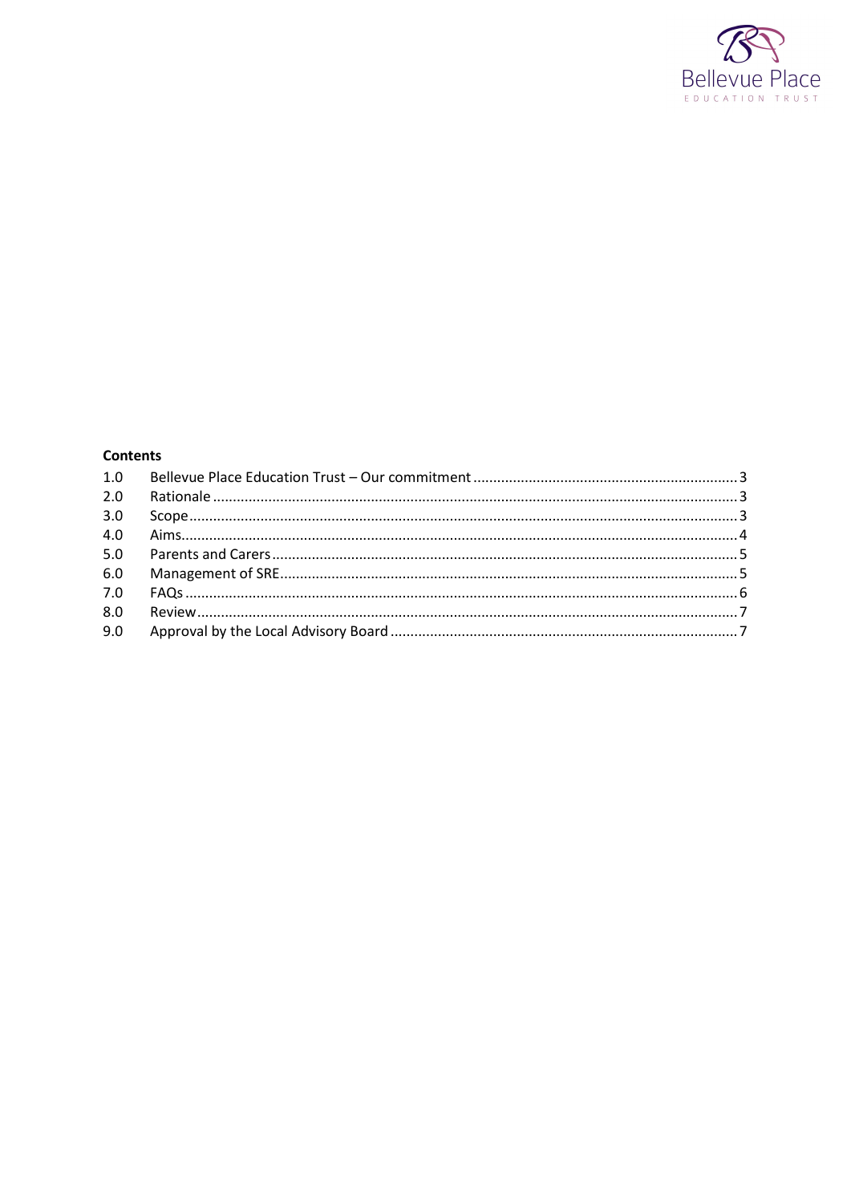**Contents**

| | | |
|---|---|---|
| 1.0 | Bellevue Place Education Trust – Our commitment | 3 |
| 2.0 | Rationale | 3 |
| 3.0 | Scope | 3 |
| 4.0 | Aims | 4 |
| 5.0 | Parents and Carers | 5 |
| 6.0 | Management of SRE | 5 |
| 7.0 | FAQs | 6 |
| 8.0 | Review | 7 |
| 9.0 | Approval by the Local Advisory Board | 7 |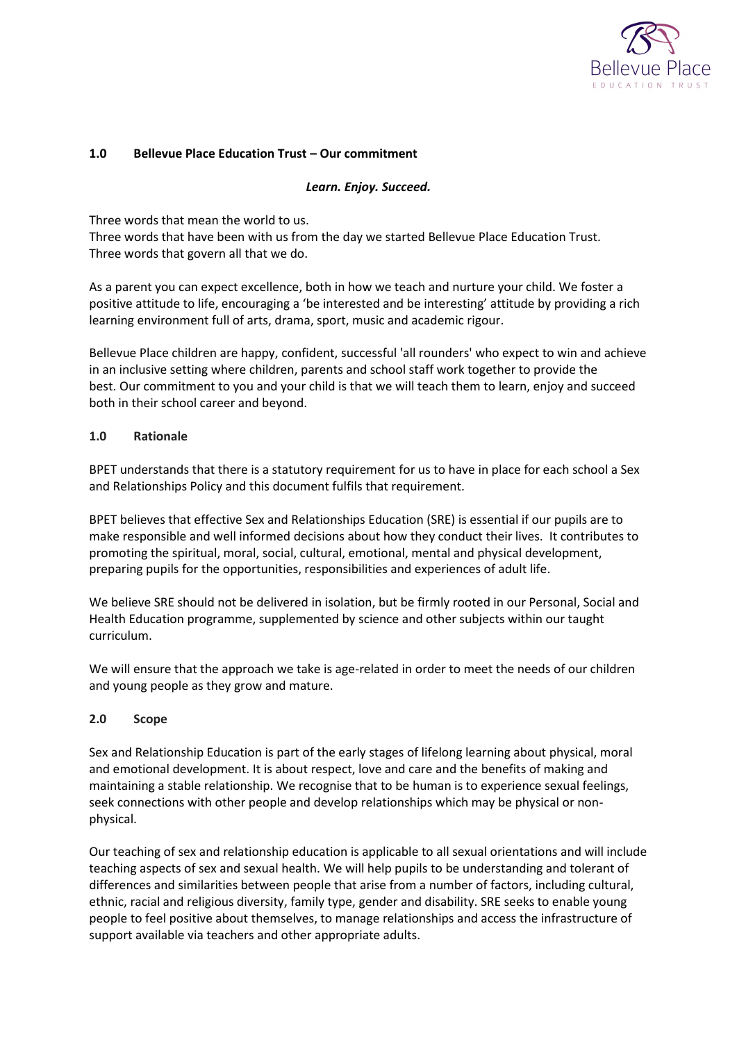## 1.0 Bellevue Place Education Trust – Our commitment

***Learn. Enjoy. Succeed.***

Three words that mean the world to us.
Three words that have been with us from the day we started Bellevue Place Education Trust.
Three words that govern all that we do.

As a parent you can expect excellence, both in how we teach and nurture your child. We foster a positive attitude to life, encouraging a 'be interested and be interesting' attitude by providing a rich learning environment full of arts, drama, sport, music and academic rigour.

Bellevue Place children are happy, confident, successful 'all rounders' who expect to win and achieve in an inclusive setting where children, parents and school staff work together to provide the best. Our commitment to you and your child is that we will teach them to learn, enjoy and succeed both in their school career and beyond.

## 1.0 Rationale

BPET understands that there is a statutory requirement for us to have in place for each school a Sex and Relationships Policy and this document fulfils that requirement.

BPET believes that effective Sex and Relationships Education (SRE) is essential if our pupils are to make responsible and well informed decisions about how they conduct their lives. It contributes to promoting the spiritual, moral, social, cultural, emotional, mental and physical development, preparing pupils for the opportunities, responsibilities and experiences of adult life.

We believe SRE should not be delivered in isolation, but be firmly rooted in our Personal, Social and Health Education programme, supplemented by science and other subjects within our taught curriculum.

We will ensure that the approach we take is age-related in order to meet the needs of our children and young people as they grow and mature.

## 2.0 Scope

Sex and Relationship Education is part of the early stages of lifelong learning about physical, moral and emotional development. It is about respect, love and care and the benefits of making and maintaining a stable relationship. We recognise that to be human is to experience sexual feelings, seek connections with other people and develop relationships which may be physical or non-physical.

Our teaching of sex and relationship education is applicable to all sexual orientations and will include teaching aspects of sex and sexual health. We will help pupils to be understanding and tolerant of differences and similarities between people that arise from a number of factors, including cultural, ethnic, racial and religious diversity, family type, gender and disability. SRE seeks to enable young people to feel positive about themselves, to manage relationships and access the infrastructure of support available via teachers and other appropriate adults.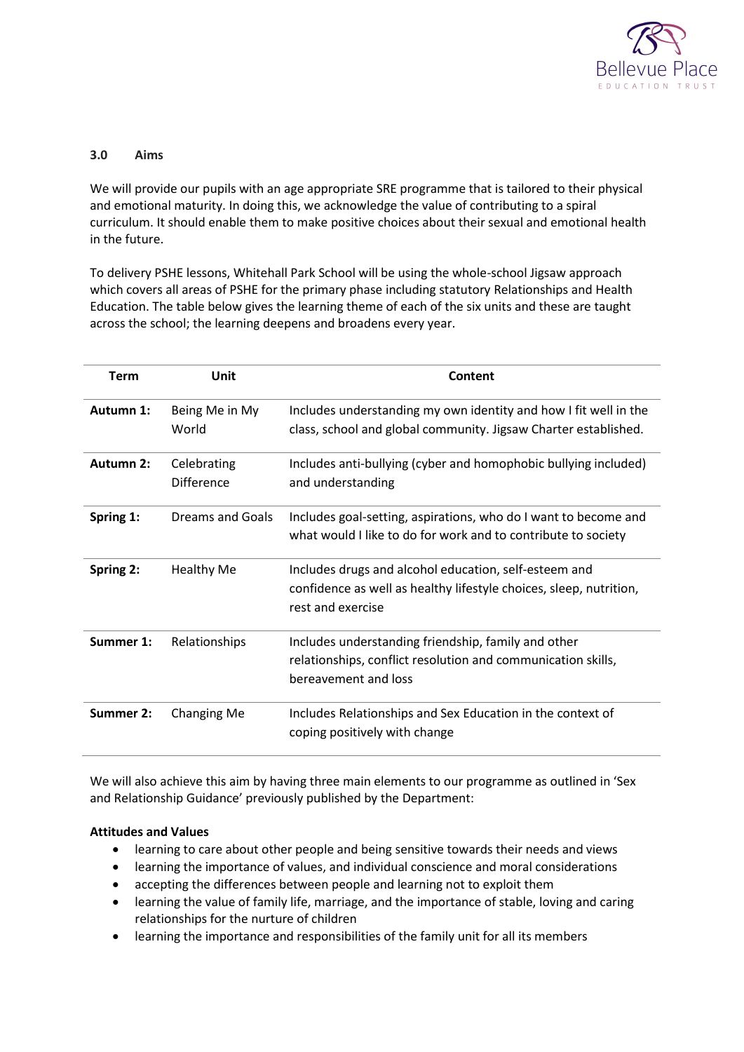### 3.0 Aims

We will provide our pupils with an age appropriate SRE programme that is tailored to their physical and emotional maturity. In doing this, we acknowledge the value of contributing to a spiral curriculum. It should enable them to make positive choices about their sexual and emotional health in the future.

To delivery PSHE lessons, Whitehall Park School will be using the whole-school Jigsaw approach which covers all areas of PSHE for the primary phase including statutory Relationships and Health Education. The table below gives the learning theme of each of the six units and these are taught across the school; the learning deepens and broadens every year.

| Term | Unit | Content |
|---|---|---|
| **Autumn 1:** | Being Me in My World | Includes understanding my own identity and how I fit well in the class, school and global community. Jigsaw Charter established. |
| **Autumn 2:** | Celebrating Difference | Includes anti-bullying (cyber and homophobic bullying included) and understanding |
| **Spring 1:** | Dreams and Goals | Includes goal-setting, aspirations, who do I want to become and what would I like to do for work and to contribute to society |
| **Spring 2:** | Healthy Me | Includes drugs and alcohol education, self-esteem and confidence as well as healthy lifestyle choices, sleep, nutrition, rest and exercise |
| **Summer 1:** | Relationships | Includes understanding friendship, family and other relationships, conflict resolution and communication skills, bereavement and loss |
| **Summer 2:** | Changing Me | Includes Relationships and Sex Education in the context of coping positively with change |

We will also achieve this aim by having three main elements to our programme as outlined in 'Sex and Relationship Guidance' previously published by the Department:

**Attitudes and Values**

- learning to care about other people and being sensitive towards their needs and views
- learning the importance of values, and individual conscience and moral considerations
- accepting the differences between people and learning not to exploit them
- learning the value of family life, marriage, and the importance of stable, loving and caring relationships for the nurture of children
- learning the importance and responsibilities of the family unit for all its members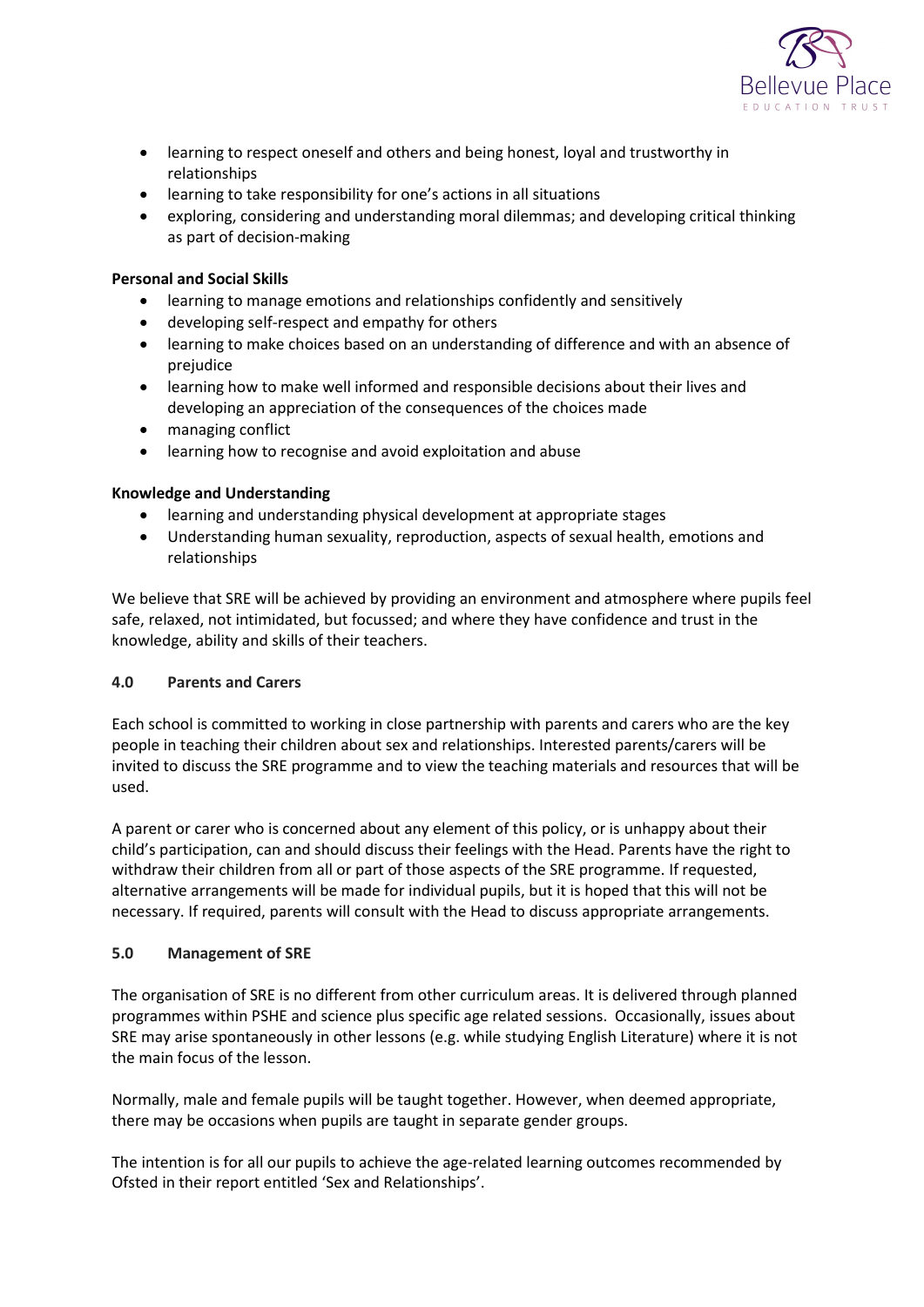- learning to respect oneself and others and being honest, loyal and trustworthy in relationships
- learning to take responsibility for one's actions in all situations
- exploring, considering and understanding moral dilemmas; and developing critical thinking as part of decision-making

**Personal and Social Skills**

- learning to manage emotions and relationships confidently and sensitively
- developing self-respect and empathy for others
- learning to make choices based on an understanding of difference and with an absence of prejudice
- learning how to make well informed and responsible decisions about their lives and developing an appreciation of the consequences of the choices made
- managing conflict
- learning how to recognise and avoid exploitation and abuse

**Knowledge and Understanding**

- learning and understanding physical development at appropriate stages
- Understanding human sexuality, reproduction, aspects of sexual health, emotions and relationships

We believe that SRE will be achieved by providing an environment and atmosphere where pupils feel safe, relaxed, not intimidated, but focussed; and where they have confidence and trust in the knowledge, ability and skills of their teachers.

## 4.0 Parents and Carers

Each school is committed to working in close partnership with parents and carers who are the key people in teaching their children about sex and relationships. Interested parents/carers will be invited to discuss the SRE programme and to view the teaching materials and resources that will be used.

A parent or carer who is concerned about any element of this policy, or is unhappy about their child's participation, can and should discuss their feelings with the Head. Parents have the right to withdraw their children from all or part of those aspects of the SRE programme. If requested, alternative arrangements will be made for individual pupils, but it is hoped that this will not be necessary. If required, parents will consult with the Head to discuss appropriate arrangements.

## 5.0 Management of SRE

The organisation of SRE is no different from other curriculum areas. It is delivered through planned programmes within PSHE and science plus specific age related sessions. Occasionally, issues about SRE may arise spontaneously in other lessons (e.g. while studying English Literature) where it is not the main focus of the lesson.

Normally, male and female pupils will be taught together. However, when deemed appropriate, there may be occasions when pupils are taught in separate gender groups.

The intention is for all our pupils to achieve the age-related learning outcomes recommended by Ofsted in their report entitled 'Sex and Relationships'.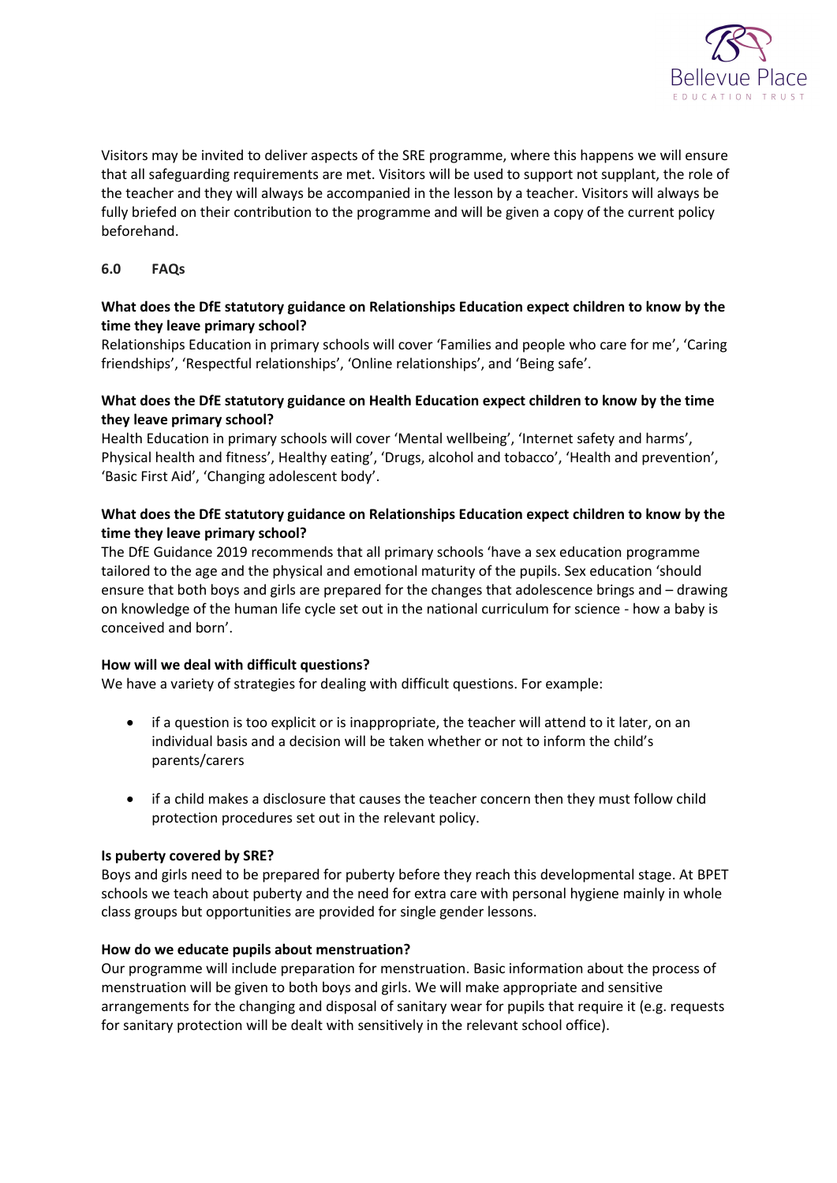Visitors may be invited to deliver aspects of the SRE programme, where this happens we will ensure that all safeguarding requirements are met. Visitors will be used to support not supplant, the role of the teacher and they will always be accompanied in the lesson by a teacher. Visitors will always be fully briefed on their contribution to the programme and will be given a copy of the current policy beforehand.

## 6.0 FAQs

**What does the DfE statutory guidance on Relationships Education expect children to know by the time they leave primary school?**

Relationships Education in primary schools will cover 'Families and people who care for me', 'Caring friendships', 'Respectful relationships', 'Online relationships', and 'Being safe'.

**What does the DfE statutory guidance on Health Education expect children to know by the time they leave primary school?**

Health Education in primary schools will cover 'Mental wellbeing', 'Internet safety and harms', Physical health and fitness', Healthy eating', 'Drugs, alcohol and tobacco', 'Health and prevention', 'Basic First Aid', 'Changing adolescent body'.

**What does the DfE statutory guidance on Relationships Education expect children to know by the time they leave primary school?**

The DfE Guidance 2019 recommends that all primary schools 'have a sex education programme tailored to the age and the physical and emotional maturity of the pupils. Sex education 'should ensure that both boys and girls are prepared for the changes that adolescence brings and – drawing on knowledge of the human life cycle set out in the national curriculum for science - how a baby is conceived and born'.

**How will we deal with difficult questions?**

We have a variety of strategies for dealing with difficult questions. For example:

- if a question is too explicit or is inappropriate, the teacher will attend to it later, on an individual basis and a decision will be taken whether or not to inform the child's parents/carers
- if a child makes a disclosure that causes the teacher concern then they must follow child protection procedures set out in the relevant policy.

**Is puberty covered by SRE?**

Boys and girls need to be prepared for puberty before they reach this developmental stage. At BPET schools we teach about puberty and the need for extra care with personal hygiene mainly in whole class groups but opportunities are provided for single gender lessons.

**How do we educate pupils about menstruation?**

Our programme will include preparation for menstruation. Basic information about the process of menstruation will be given to both boys and girls. We will make appropriate and sensitive arrangements for the changing and disposal of sanitary wear for pupils that require it (e.g. requests for sanitary protection will be dealt with sensitively in the relevant school office).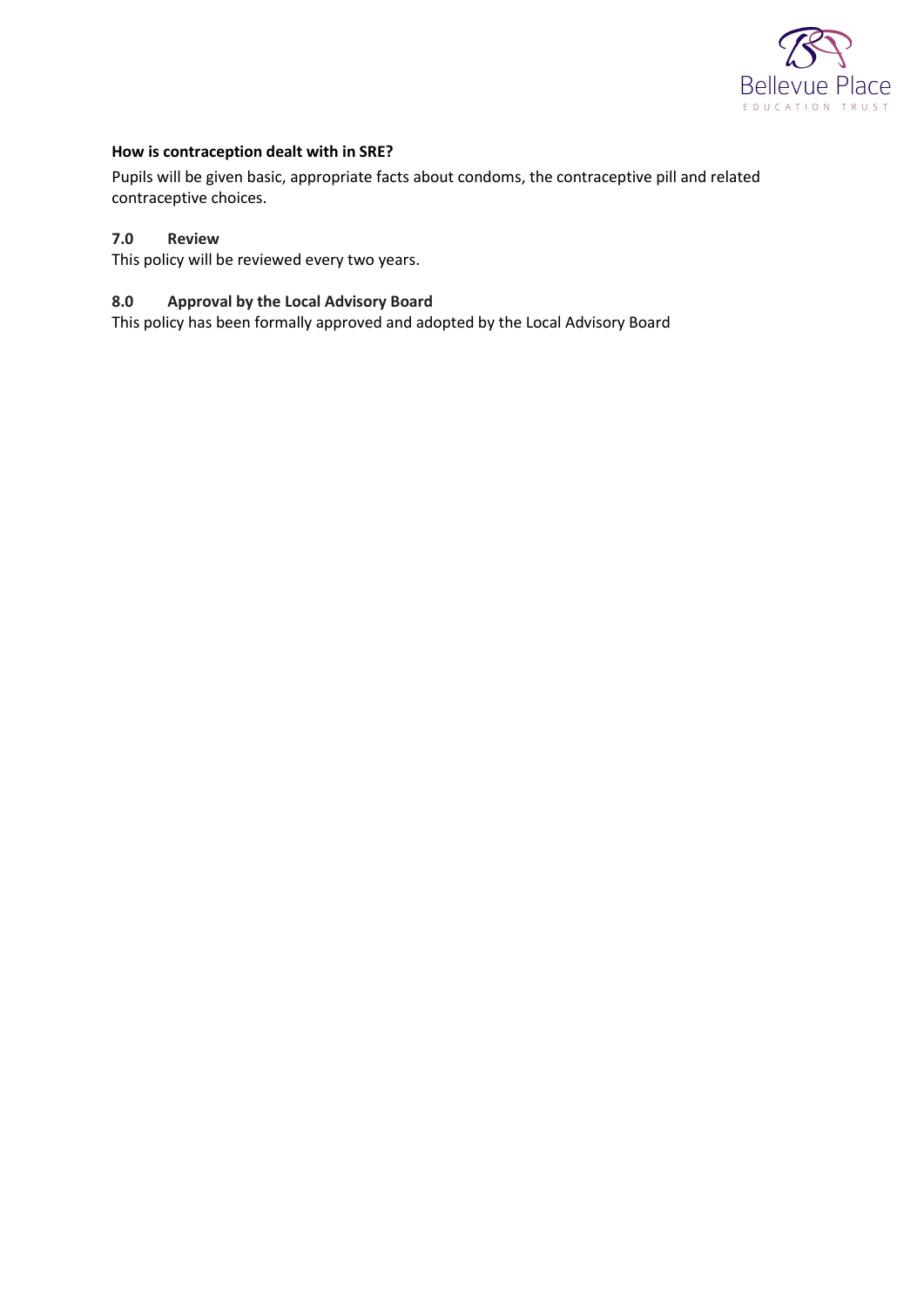**How is contraception dealt with in SRE?**

Pupils will be given basic, appropriate facts about condoms, the contraceptive pill and related contraceptive choices.

## 7.0 Review

This policy will be reviewed every two years.

## 8.0 Approval by the Local Advisory Board

This policy has been formally approved and adopted by the Local Advisory Board